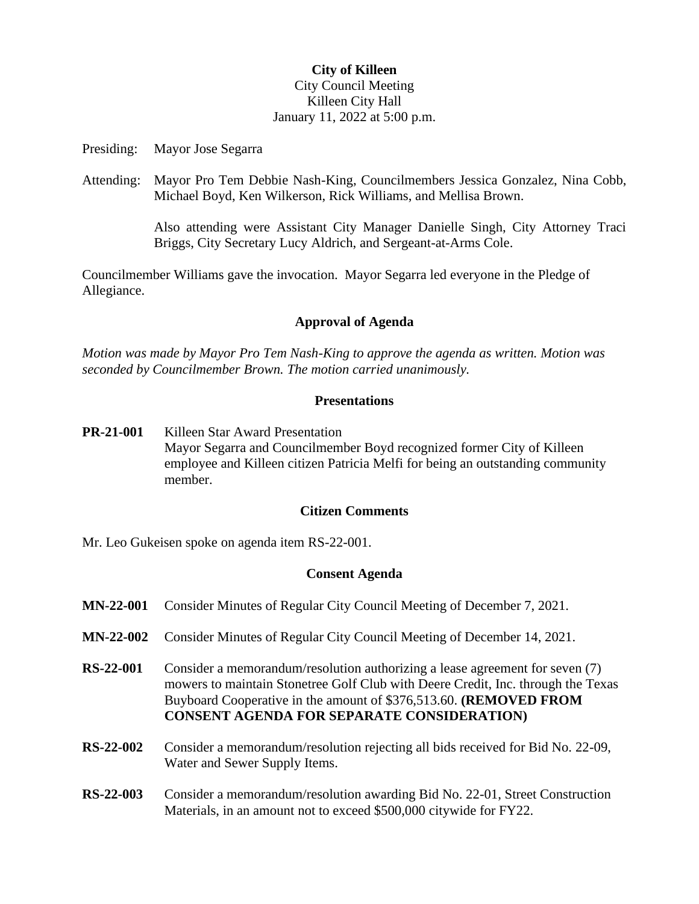**City of Killeen**
City Council Meeting
Killeen City Hall
January 11, 2022 at 5:00 p.m.

Presiding: Mayor Jose Segarra

Attending: Mayor Pro Tem Debbie Nash-King, Councilmembers Jessica Gonzalez, Nina Cobb, Michael Boyd, Ken Wilkerson, Rick Williams, and Mellisa Brown.

Also attending were Assistant City Manager Danielle Singh, City Attorney Traci Briggs, City Secretary Lucy Aldrich, and Sergeant-at-Arms Cole.

Councilmember Williams gave the invocation. Mayor Segarra led everyone in the Pledge of Allegiance.

## Approval of Agenda

*Motion was made by Mayor Pro Tem Nash-King to approve the agenda as written. Motion was seconded by Councilmember Brown. The motion carried unanimously.*

## Presentations

**PR-21-001** Killeen Star Award Presentation
Mayor Segarra and Councilmember Boyd recognized former City of Killeen employee and Killeen citizen Patricia Melfi for being an outstanding community member.

## Citizen Comments

Mr. Leo Gukeisen spoke on agenda item RS-22-001.

## Consent Agenda

**MN-22-001** Consider Minutes of Regular City Council Meeting of December 7, 2021.

**MN-22-002** Consider Minutes of Regular City Council Meeting of December 14, 2021.

**RS-22-001** Consider a memorandum/resolution authorizing a lease agreement for seven (7) mowers to maintain Stonetree Golf Club with Deere Credit, Inc. through the Texas Buyboard Cooperative in the amount of $376,513.60. **(REMOVED FROM CONSENT AGENDA FOR SEPARATE CONSIDERATION)**

**RS-22-002** Consider a memorandum/resolution rejecting all bids received for Bid No. 22-09, Water and Sewer Supply Items.

**RS-22-003** Consider a memorandum/resolution awarding Bid No. 22-01, Street Construction Materials, in an amount not to exceed $500,000 citywide for FY22.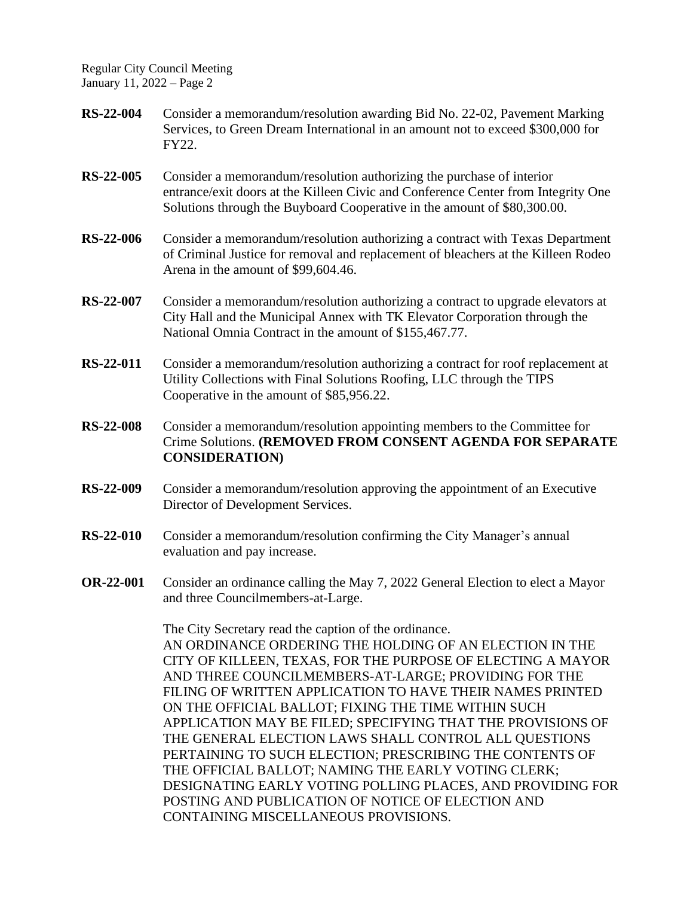**RS-22-004** Consider a memorandum/resolution awarding Bid No. 22-02, Pavement Marking Services, to Green Dream International in an amount not to exceed $300,000 for FY22.

**RS-22-005** Consider a memorandum/resolution authorizing the purchase of interior entrance/exit doors at the Killeen Civic and Conference Center from Integrity One Solutions through the Buyboard Cooperative in the amount of $80,300.00.

**RS-22-006** Consider a memorandum/resolution authorizing a contract with Texas Department of Criminal Justice for removal and replacement of bleachers at the Killeen Rodeo Arena in the amount of $99,604.46.

**RS-22-007** Consider a memorandum/resolution authorizing a contract to upgrade elevators at City Hall and the Municipal Annex with TK Elevator Corporation through the National Omnia Contract in the amount of $155,467.77.

**RS-22-011** Consider a memorandum/resolution authorizing a contract for roof replacement at Utility Collections with Final Solutions Roofing, LLC through the TIPS Cooperative in the amount of $85,956.22.

**RS-22-008** Consider a memorandum/resolution appointing members to the Committee for Crime Solutions. **(REMOVED FROM CONSENT AGENDA FOR SEPARATE CONSIDERATION)**

**RS-22-009** Consider a memorandum/resolution approving the appointment of an Executive Director of Development Services.

**RS-22-010** Consider a memorandum/resolution confirming the City Manager's annual evaluation and pay increase.

**OR-22-001** Consider an ordinance calling the May 7, 2022 General Election to elect a Mayor and three Councilmembers-at-Large.

The City Secretary read the caption of the ordinance.
AN ORDINANCE ORDERING THE HOLDING OF AN ELECTION IN THE CITY OF KILLEEN, TEXAS, FOR THE PURPOSE OF ELECTING A MAYOR AND THREE COUNCILMEMBERS-AT-LARGE; PROVIDING FOR THE FILING OF WRITTEN APPLICATION TO HAVE THEIR NAMES PRINTED ON THE OFFICIAL BALLOT; FIXING THE TIME WITHIN SUCH APPLICATION MAY BE FILED; SPECIFYING THAT THE PROVISIONS OF THE GENERAL ELECTION LAWS SHALL CONTROL ALL QUESTIONS PERTAINING TO SUCH ELECTION; PRESCRIBING THE CONTENTS OF THE OFFICIAL BALLOT; NAMING THE EARLY VOTING CLERK; DESIGNATING EARLY VOTING POLLING PLACES, AND PROVIDING FOR POSTING AND PUBLICATION OF NOTICE OF ELECTION AND CONTAINING MISCELLANEOUS PROVISIONS.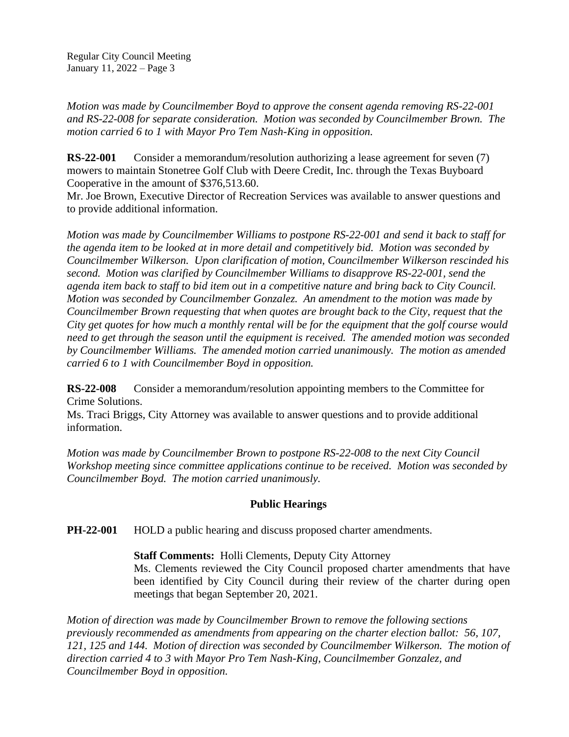*Motion was made by Councilmember Boyd to approve the consent agenda removing RS-22-001 and RS-22-008 for separate consideration. Motion was seconded by Councilmember Brown. The motion carried 6 to 1 with Mayor Pro Tem Nash-King in opposition.*

**RS-22-001** Consider a memorandum/resolution authorizing a lease agreement for seven (7) mowers to maintain Stonetree Golf Club with Deere Credit, Inc. through the Texas Buyboard Cooperative in the amount of $376,513.60.
Mr. Joe Brown, Executive Director of Recreation Services was available to answer questions and to provide additional information.

*Motion was made by Councilmember Williams to postpone RS-22-001 and send it back to staff for the agenda item to be looked at in more detail and competitively bid. Motion was seconded by Councilmember Wilkerson. Upon clarification of motion, Councilmember Wilkerson rescinded his second. Motion was clarified by Councilmember Williams to disapprove RS-22-001, send the agenda item back to staff to bid item out in a competitive nature and bring back to City Council. Motion was seconded by Councilmember Gonzalez. An amendment to the motion was made by Councilmember Brown requesting that when quotes are brought back to the City, request that the City get quotes for how much a monthly rental will be for the equipment that the golf course would need to get through the season until the equipment is received. The amended motion was seconded by Councilmember Williams. The amended motion carried unanimously. The motion as amended carried 6 to 1 with Councilmember Boyd in opposition.*

**RS-22-008** Consider a memorandum/resolution appointing members to the Committee for Crime Solutions.
Ms. Traci Briggs, City Attorney was available to answer questions and to provide additional information.

*Motion was made by Councilmember Brown to postpone RS-22-008 to the next City Council Workshop meeting since committee applications continue to be received. Motion was seconded by Councilmember Boyd. The motion carried unanimously.*

## Public Hearings

**PH-22-001** HOLD a public hearing and discuss proposed charter amendments.

**Staff Comments:** Holli Clements, Deputy City Attorney
Ms. Clements reviewed the City Council proposed charter amendments that have been identified by City Council during their review of the charter during open meetings that began September 20, 2021.

*Motion of direction was made by Councilmember Brown to remove the following sections previously recommended as amendments from appearing on the charter election ballot: 56, 107, 121, 125 and 144. Motion of direction was seconded by Councilmember Wilkerson. The motion of direction carried 4 to 3 with Mayor Pro Tem Nash-King, Councilmember Gonzalez, and Councilmember Boyd in opposition.*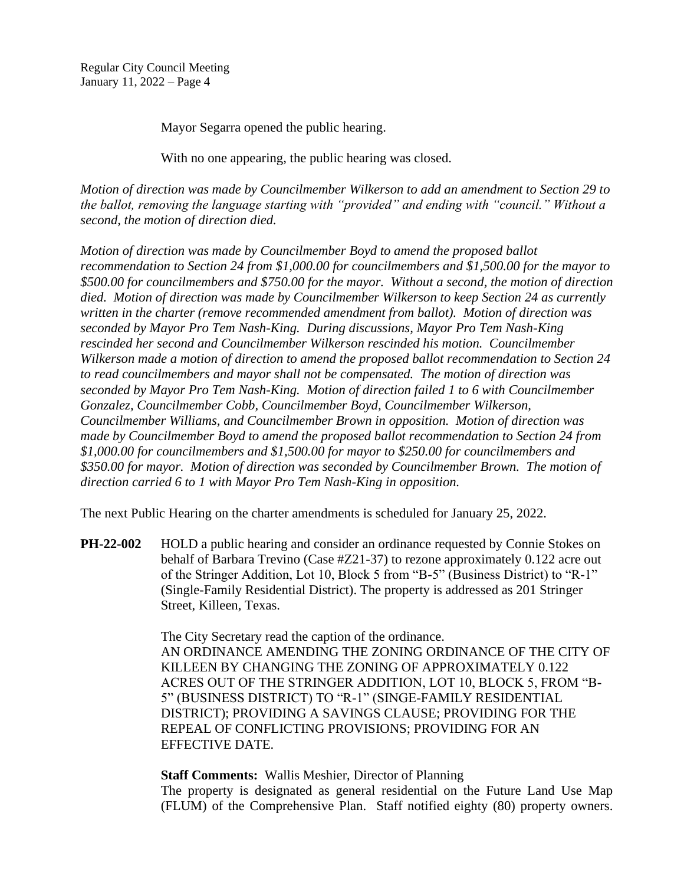Mayor Segarra opened the public hearing.

With no one appearing, the public hearing was closed.

*Motion of direction was made by Councilmember Wilkerson to add an amendment to Section 29 to the ballot, removing the language starting with "provided" and ending with "council." Without a second, the motion of direction died.*

*Motion of direction was made by Councilmember Boyd to amend the proposed ballot recommendation to Section 24 from $1,000.00 for councilmembers and $1,500.00 for the mayor to $500.00 for councilmembers and $750.00 for the mayor. Without a second, the motion of direction died. Motion of direction was made by Councilmember Wilkerson to keep Section 24 as currently written in the charter (remove recommended amendment from ballot). Motion of direction was seconded by Mayor Pro Tem Nash-King. During discussions, Mayor Pro Tem Nash-King rescinded her second and Councilmember Wilkerson rescinded his motion. Councilmember Wilkerson made a motion of direction to amend the proposed ballot recommendation to Section 24 to read councilmembers and mayor shall not be compensated. The motion of direction was seconded by Mayor Pro Tem Nash-King. Motion of direction failed 1 to 6 with Councilmember Gonzalez, Councilmember Cobb, Councilmember Boyd, Councilmember Wilkerson, Councilmember Williams, and Councilmember Brown in opposition. Motion of direction was made by Councilmember Boyd to amend the proposed ballot recommendation to Section 24 from $1,000.00 for councilmembers and $1,500.00 for mayor to $250.00 for councilmembers and $350.00 for mayor. Motion of direction was seconded by Councilmember Brown. The motion of direction carried 6 to 1 with Mayor Pro Tem Nash-King in opposition.*

The next Public Hearing on the charter amendments is scheduled for January 25, 2022.

**PH-22-002** HOLD a public hearing and consider an ordinance requested by Connie Stokes on behalf of Barbara Trevino (Case #Z21-37) to rezone approximately 0.122 acre out of the Stringer Addition, Lot 10, Block 5 from "B-5" (Business District) to "R-1" (Single-Family Residential District). The property is addressed as 201 Stringer Street, Killeen, Texas.

The City Secretary read the caption of the ordinance.
AN ORDINANCE AMENDING THE ZONING ORDINANCE OF THE CITY OF KILLEEN BY CHANGING THE ZONING OF APPROXIMATELY 0.122 ACRES OUT OF THE STRINGER ADDITION, LOT 10, BLOCK 5, FROM "B-5" (BUSINESS DISTRICT) TO "R-1" (SINGE-FAMILY RESIDENTIAL DISTRICT); PROVIDING A SAVINGS CLAUSE; PROVIDING FOR THE REPEAL OF CONFLICTING PROVISIONS; PROVIDING FOR AN EFFECTIVE DATE.

**Staff Comments:** Wallis Meshier, Director of Planning
The property is designated as general residential on the Future Land Use Map (FLUM) of the Comprehensive Plan. Staff notified eighty (80) property owners.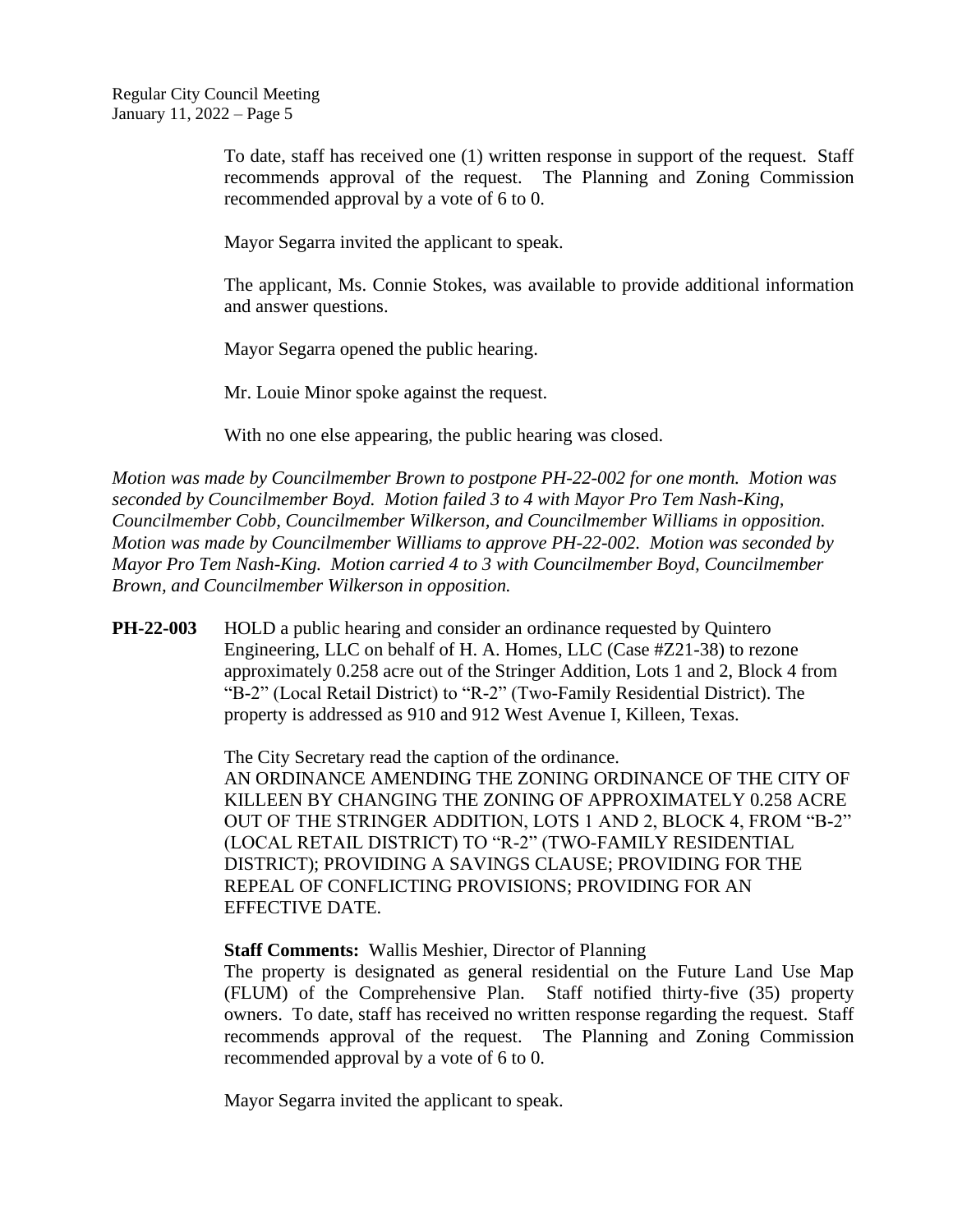To date, staff has received one (1) written response in support of the request. Staff recommends approval of the request. The Planning and Zoning Commission recommended approval by a vote of 6 to 0.

Mayor Segarra invited the applicant to speak.

The applicant, Ms. Connie Stokes, was available to provide additional information and answer questions.

Mayor Segarra opened the public hearing.

Mr. Louie Minor spoke against the request.

With no one else appearing, the public hearing was closed.

*Motion was made by Councilmember Brown to postpone PH-22-002 for one month. Motion was seconded by Councilmember Boyd. Motion failed 3 to 4 with Mayor Pro Tem Nash-King, Councilmember Cobb, Councilmember Wilkerson, and Councilmember Williams in opposition. Motion was made by Councilmember Williams to approve PH-22-002. Motion was seconded by Mayor Pro Tem Nash-King. Motion carried 4 to 3 with Councilmember Boyd, Councilmember Brown, and Councilmember Wilkerson in opposition.*

**PH-22-003** HOLD a public hearing and consider an ordinance requested by Quintero Engineering, LLC on behalf of H. A. Homes, LLC (Case #Z21-38) to rezone approximately 0.258 acre out of the Stringer Addition, Lots 1 and 2, Block 4 from "B-2" (Local Retail District) to "R-2" (Two-Family Residential District). The property is addressed as 910 and 912 West Avenue I, Killeen, Texas.

The City Secretary read the caption of the ordinance.
AN ORDINANCE AMENDING THE ZONING ORDINANCE OF THE CITY OF KILLEEN BY CHANGING THE ZONING OF APPROXIMATELY 0.258 ACRE OUT OF THE STRINGER ADDITION, LOTS 1 AND 2, BLOCK 4, FROM "B-2" (LOCAL RETAIL DISTRICT) TO "R-2" (TWO-FAMILY RESIDENTIAL DISTRICT); PROVIDING A SAVINGS CLAUSE; PROVIDING FOR THE REPEAL OF CONFLICTING PROVISIONS; PROVIDING FOR AN EFFECTIVE DATE.

**Staff Comments:** Wallis Meshier, Director of Planning
The property is designated as general residential on the Future Land Use Map (FLUM) of the Comprehensive Plan. Staff notified thirty-five (35) property owners. To date, staff has received no written response regarding the request. Staff recommends approval of the request. The Planning and Zoning Commission recommended approval by a vote of 6 to 0.

Mayor Segarra invited the applicant to speak.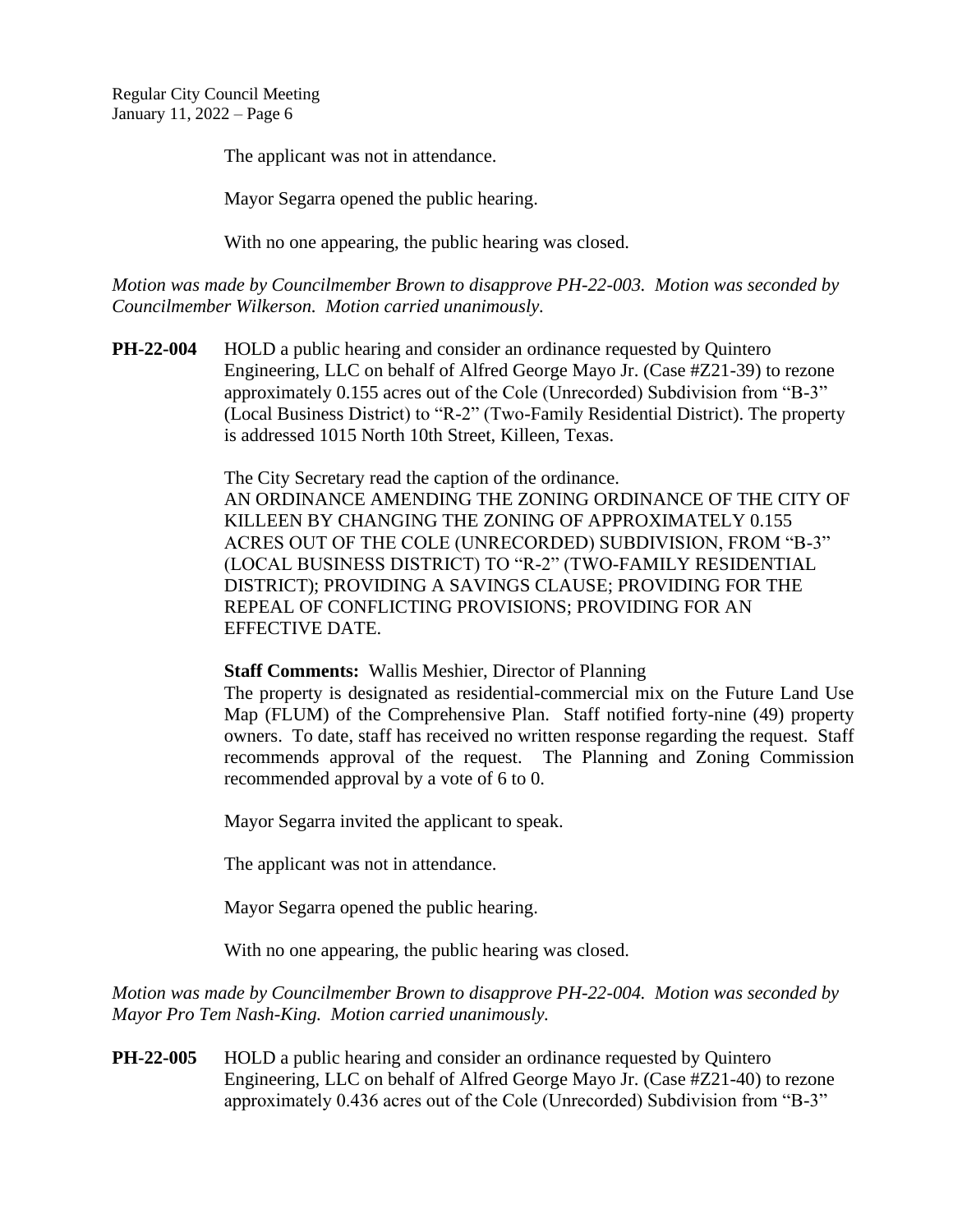The applicant was not in attendance.

Mayor Segarra opened the public hearing.

With no one appearing, the public hearing was closed.

*Motion was made by Councilmember Brown to disapprove PH-22-003. Motion was seconded by Councilmember Wilkerson. Motion carried unanimously.*

**PH-22-004** HOLD a public hearing and consider an ordinance requested by Quintero Engineering, LLC on behalf of Alfred George Mayo Jr. (Case #Z21-39) to rezone approximately 0.155 acres out of the Cole (Unrecorded) Subdivision from "B-3" (Local Business District) to "R-2" (Two-Family Residential District). The property is addressed 1015 North 10th Street, Killeen, Texas.

The City Secretary read the caption of the ordinance.
AN ORDINANCE AMENDING THE ZONING ORDINANCE OF THE CITY OF KILLEEN BY CHANGING THE ZONING OF APPROXIMATELY 0.155 ACRES OUT OF THE COLE (UNRECORDED) SUBDIVISION, FROM "B-3" (LOCAL BUSINESS DISTRICT) TO "R-2" (TWO-FAMILY RESIDENTIAL DISTRICT); PROVIDING A SAVINGS CLAUSE; PROVIDING FOR THE REPEAL OF CONFLICTING PROVISIONS; PROVIDING FOR AN EFFECTIVE DATE.

**Staff Comments:** Wallis Meshier, Director of Planning
The property is designated as residential-commercial mix on the Future Land Use Map (FLUM) of the Comprehensive Plan. Staff notified forty-nine (49) property owners. To date, staff has received no written response regarding the request. Staff recommends approval of the request. The Planning and Zoning Commission recommended approval by a vote of 6 to 0.

Mayor Segarra invited the applicant to speak.

The applicant was not in attendance.

Mayor Segarra opened the public hearing.

With no one appearing, the public hearing was closed.

*Motion was made by Councilmember Brown to disapprove PH-22-004. Motion was seconded by Mayor Pro Tem Nash-King. Motion carried unanimously.*

**PH-22-005** HOLD a public hearing and consider an ordinance requested by Quintero Engineering, LLC on behalf of Alfred George Mayo Jr. (Case #Z21-40) to rezone approximately 0.436 acres out of the Cole (Unrecorded) Subdivision from "B-3"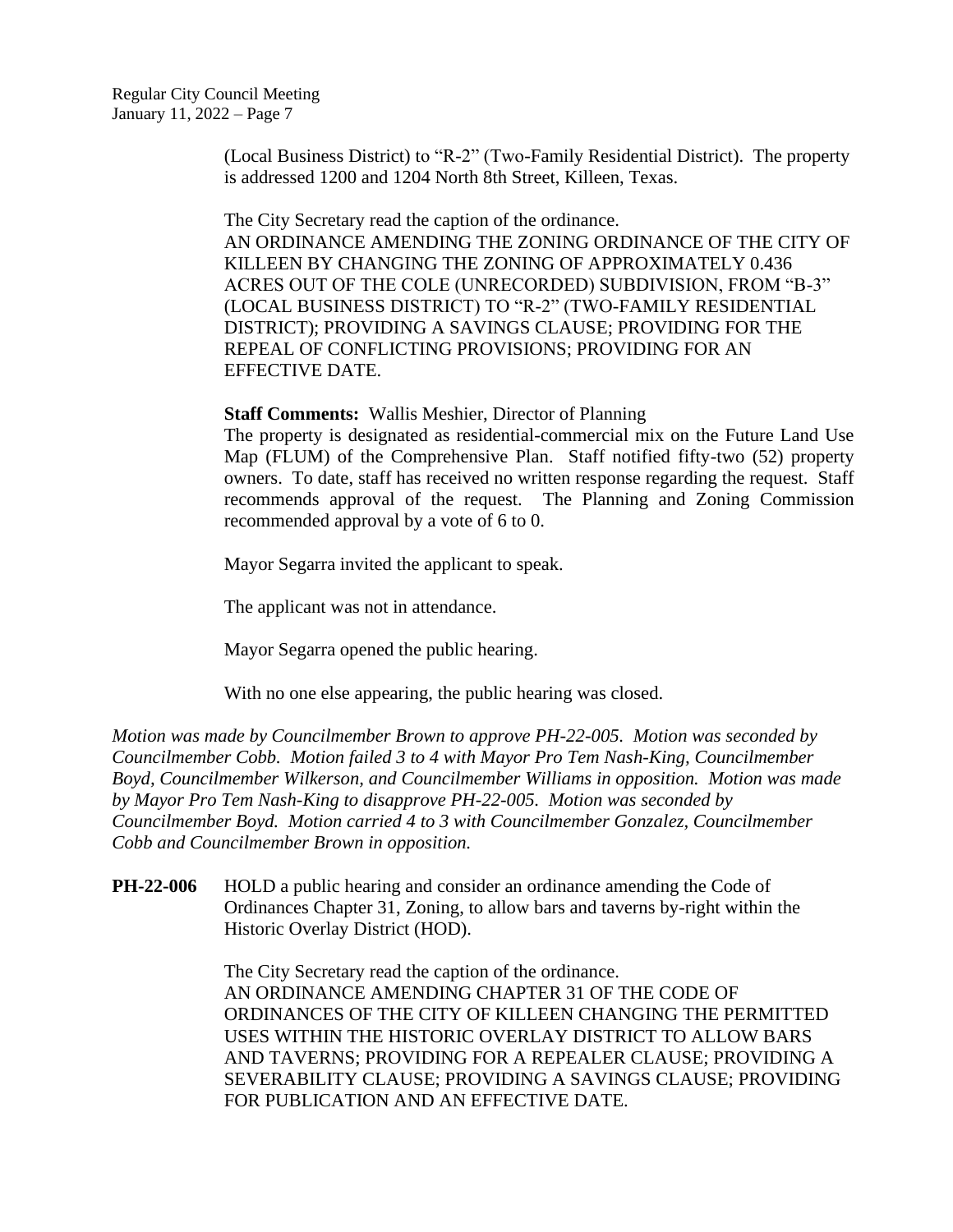(Local Business District) to "R-2" (Two-Family Residential District). The property is addressed 1200 and 1204 North 8th Street, Killeen, Texas.

The City Secretary read the caption of the ordinance.
AN ORDINANCE AMENDING THE ZONING ORDINANCE OF THE CITY OF KILLEEN BY CHANGING THE ZONING OF APPROXIMATELY 0.436 ACRES OUT OF THE COLE (UNRECORDED) SUBDIVISION, FROM "B-3" (LOCAL BUSINESS DISTRICT) TO "R-2" (TWO-FAMILY RESIDENTIAL DISTRICT); PROVIDING A SAVINGS CLAUSE; PROVIDING FOR THE REPEAL OF CONFLICTING PROVISIONS; PROVIDING FOR AN EFFECTIVE DATE.

**Staff Comments:** Wallis Meshier, Director of Planning
The property is designated as residential-commercial mix on the Future Land Use Map (FLUM) of the Comprehensive Plan. Staff notified fifty-two (52) property owners. To date, staff has received no written response regarding the request. Staff recommends approval of the request. The Planning and Zoning Commission recommended approval by a vote of 6 to 0.

Mayor Segarra invited the applicant to speak.

The applicant was not in attendance.

Mayor Segarra opened the public hearing.

With no one else appearing, the public hearing was closed.

*Motion was made by Councilmember Brown to approve PH-22-005. Motion was seconded by Councilmember Cobb. Motion failed 3 to 4 with Mayor Pro Tem Nash-King, Councilmember Boyd, Councilmember Wilkerson, and Councilmember Williams in opposition. Motion was made by Mayor Pro Tem Nash-King to disapprove PH-22-005. Motion was seconded by Councilmember Boyd. Motion carried 4 to 3 with Councilmember Gonzalez, Councilmember Cobb and Councilmember Brown in opposition.*

**PH-22-006** HOLD a public hearing and consider an ordinance amending the Code of Ordinances Chapter 31, Zoning, to allow bars and taverns by-right within the Historic Overlay District (HOD).

The City Secretary read the caption of the ordinance.
AN ORDINANCE AMENDING CHAPTER 31 OF THE CODE OF ORDINANCES OF THE CITY OF KILLEEN CHANGING THE PERMITTED USES WITHIN THE HISTORIC OVERLAY DISTRICT TO ALLOW BARS AND TAVERNS; PROVIDING FOR A REPEALER CLAUSE; PROVIDING A SEVERABILITY CLAUSE; PROVIDING A SAVINGS CLAUSE; PROVIDING FOR PUBLICATION AND AN EFFECTIVE DATE.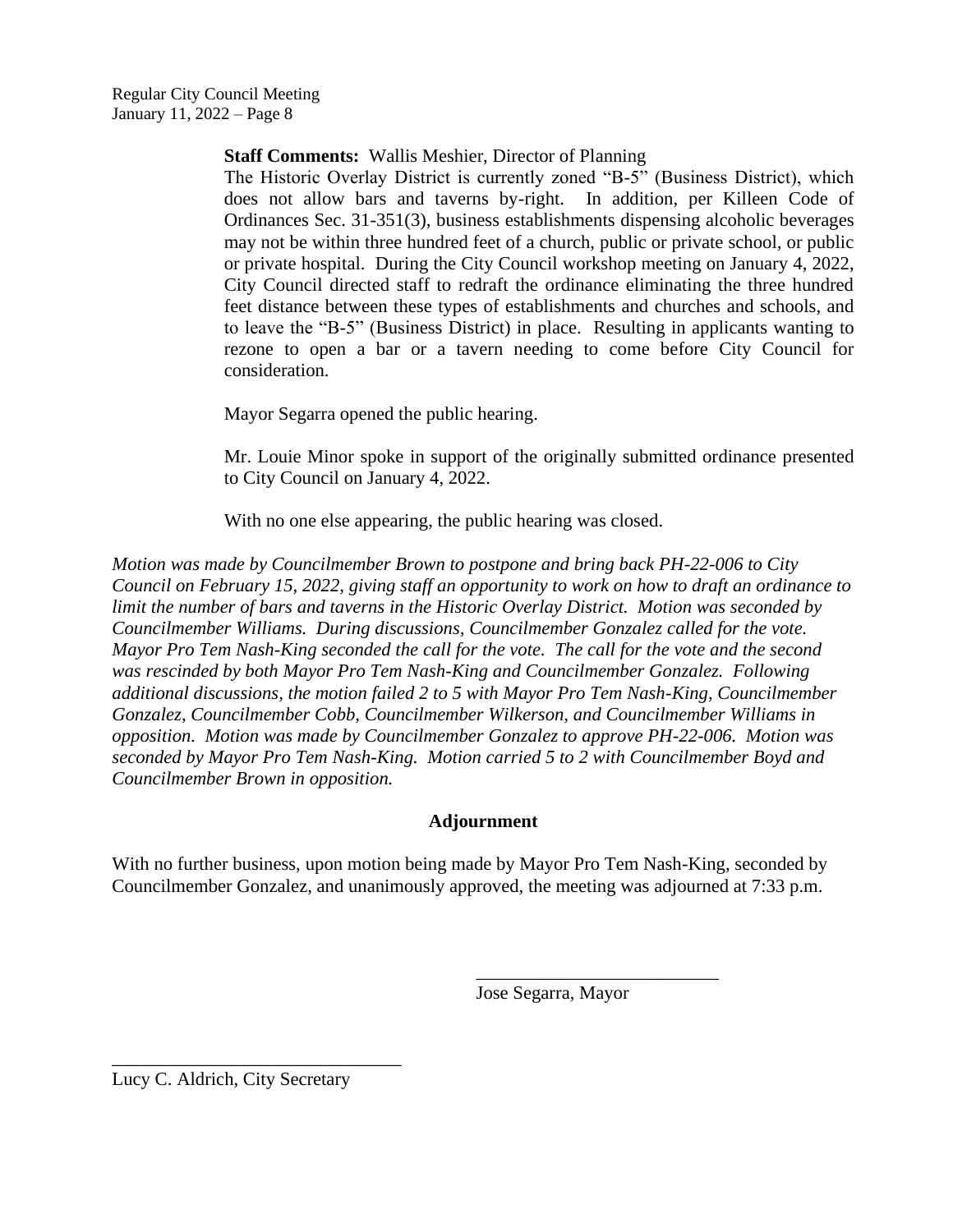**Staff Comments:** Wallis Meshier, Director of Planning

The Historic Overlay District is currently zoned "B-5" (Business District), which does not allow bars and taverns by-right. In addition, per Killeen Code of Ordinances Sec. 31-351(3), business establishments dispensing alcoholic beverages may not be within three hundred feet of a church, public or private school, or public or private hospital. During the City Council workshop meeting on January 4, 2022, City Council directed staff to redraft the ordinance eliminating the three hundred feet distance between these types of establishments and churches and schools, and to leave the "B-5" (Business District) in place. Resulting in applicants wanting to rezone to open a bar or a tavern needing to come before City Council for consideration.

Mayor Segarra opened the public hearing.

Mr. Louie Minor spoke in support of the originally submitted ordinance presented to City Council on January 4, 2022.

With no one else appearing, the public hearing was closed.

*Motion was made by Councilmember Brown to postpone and bring back PH-22-006 to City Council on February 15, 2022, giving staff an opportunity to work on how to draft an ordinance to limit the number of bars and taverns in the Historic Overlay District. Motion was seconded by Councilmember Williams. During discussions, Councilmember Gonzalez called for the vote. Mayor Pro Tem Nash-King seconded the call for the vote. The call for the vote and the second was rescinded by both Mayor Pro Tem Nash-King and Councilmember Gonzalez. Following additional discussions, the motion failed 2 to 5 with Mayor Pro Tem Nash-King, Councilmember Gonzalez, Councilmember Cobb, Councilmember Wilkerson, and Councilmember Williams in opposition. Motion was made by Councilmember Gonzalez to approve PH-22-006. Motion was seconded by Mayor Pro Tem Nash-King. Motion carried 5 to 2 with Councilmember Boyd and Councilmember Brown in opposition.*

## Adjournment

With no further business, upon motion being made by Mayor Pro Tem Nash-King, seconded by Councilmember Gonzalez, and unanimously approved, the meeting was adjourned at 7:33 p.m.

___________________________
Jose Segarra, Mayor

________________________________
Lucy C. Aldrich, City Secretary